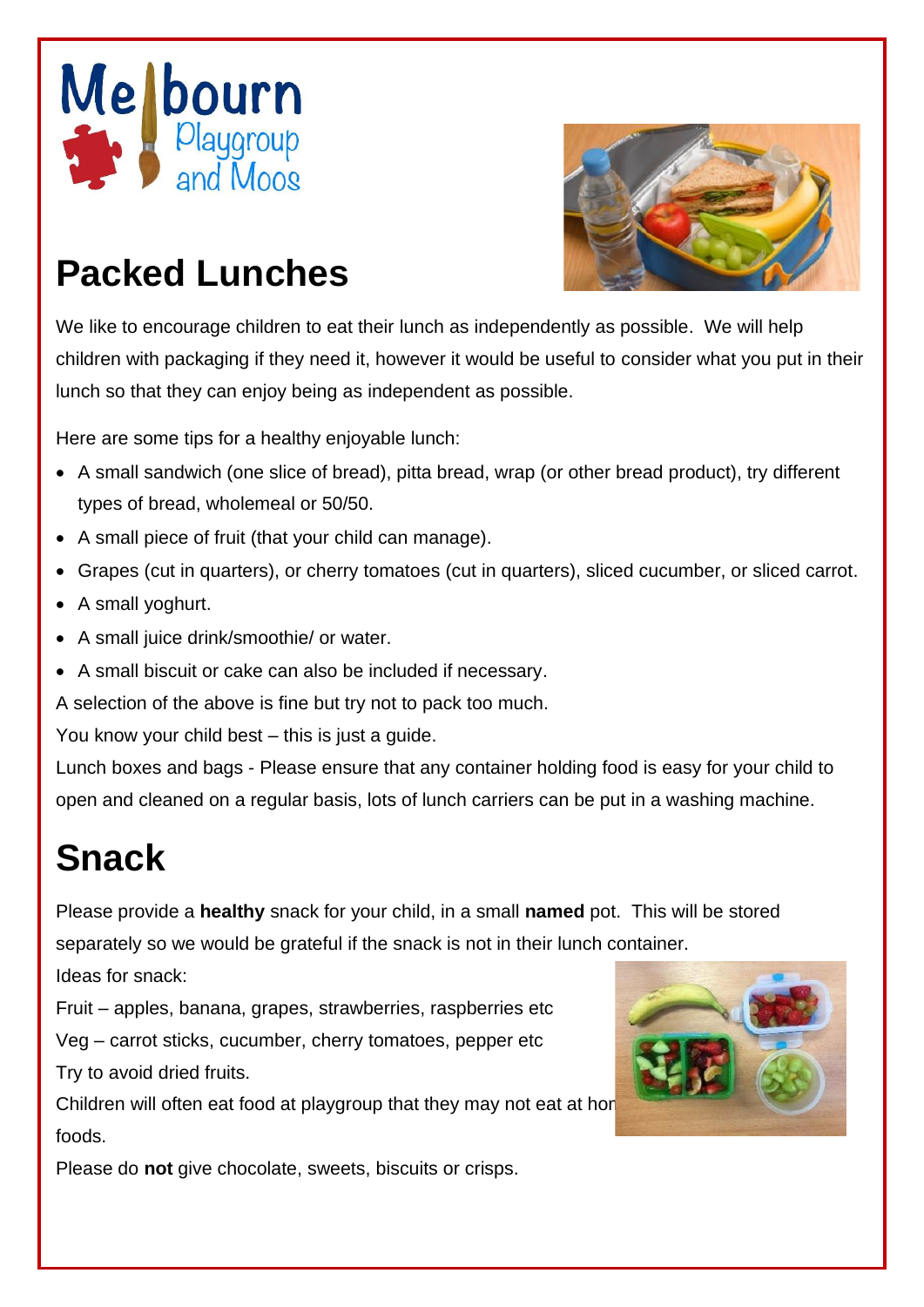Melbourn Playgroup and Moos

# Packed Lunches

We like to encourage children to eat their lunch as independently as possible. We will help children with packaging if they need it, however it would be useful to consider what you put in their lunch so that they can enjoy being as independent as possible.

Here are some tips for a healthy enjoyable lunch:

- A small sandwich (one slice of bread), pitta bread, wrap (or other bread product), try different types of bread, wholemeal or 50/50.
- A small piece of fruit (that your child can manage).
- Grapes (cut in quarters), or cherry tomatoes (cut in quarters), sliced cucumber, or sliced carrot.
- A small yoghurt.
- A small juice drink/smoothie/ or water.
- A small biscuit or cake can also be included if necessary.

A selection of the above is fine but try not to pack too much.

You know your child best – this is just a guide.

Lunch boxes and bags - Please ensure that any container holding food is easy for your child to open and cleaned on a regular basis, lots of lunch carriers can be put in a washing machine.

# Snack

Please provide a **healthy** snack for your child, in a small **named** pot. This will be stored separately so we would be grateful if the snack is not in their lunch container.

Ideas for snack:

Fruit – apples, banana, grapes, strawberries, raspberries etc

Veg – carrot sticks, cucumber, cherry tomatoes, pepper etc

Try to avoid dried fruits.

Children will often eat food at playgroup that they may not eat at hor foods.

Please do **not** give chocolate, sweets, biscuits or crisps.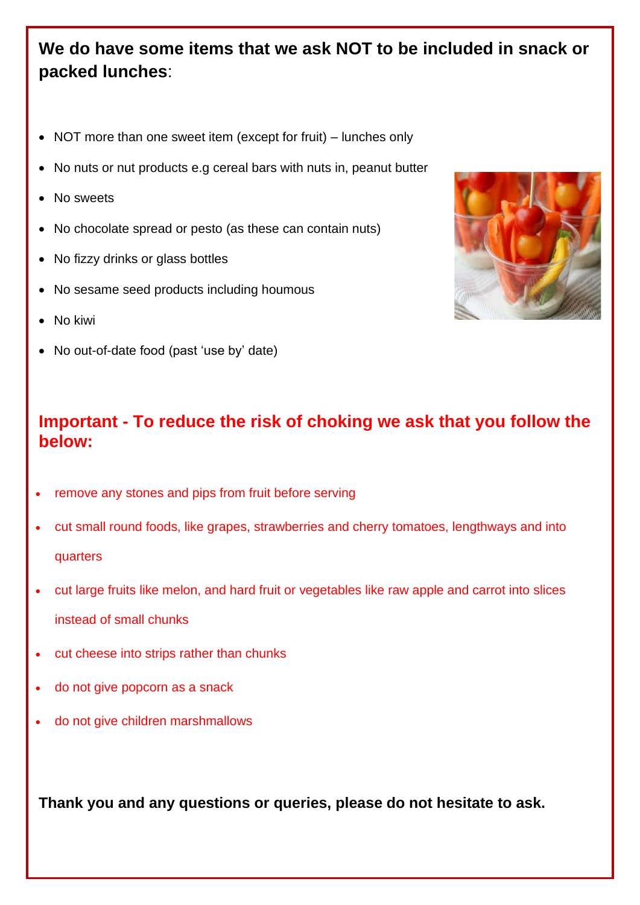**We do have some items that we ask NOT to be included in snack or packed lunches**:

- NOT more than one sweet item (except for fruit) – lunches only
- No nuts or nut products e.g cereal bars with nuts in, peanut butter
- No sweets
- No chocolate spread or pesto (as these can contain nuts)
- No fizzy drinks or glass bottles
- No sesame seed products including houmous
- No kiwi
- No out-of-date food (past 'use by' date)

**Important - To reduce the risk of choking we ask that you follow the below:**

- remove any stones and pips from fruit before serving
- cut small round foods, like grapes, strawberries and cherry tomatoes, lengthways and into quarters
- cut large fruits like melon, and hard fruit or vegetables like raw apple and carrot into slices instead of small chunks
- cut cheese into strips rather than chunks
- do not give popcorn as a snack
- do not give children marshmallows

**Thank you and any questions or queries, please do not hesitate to ask.**